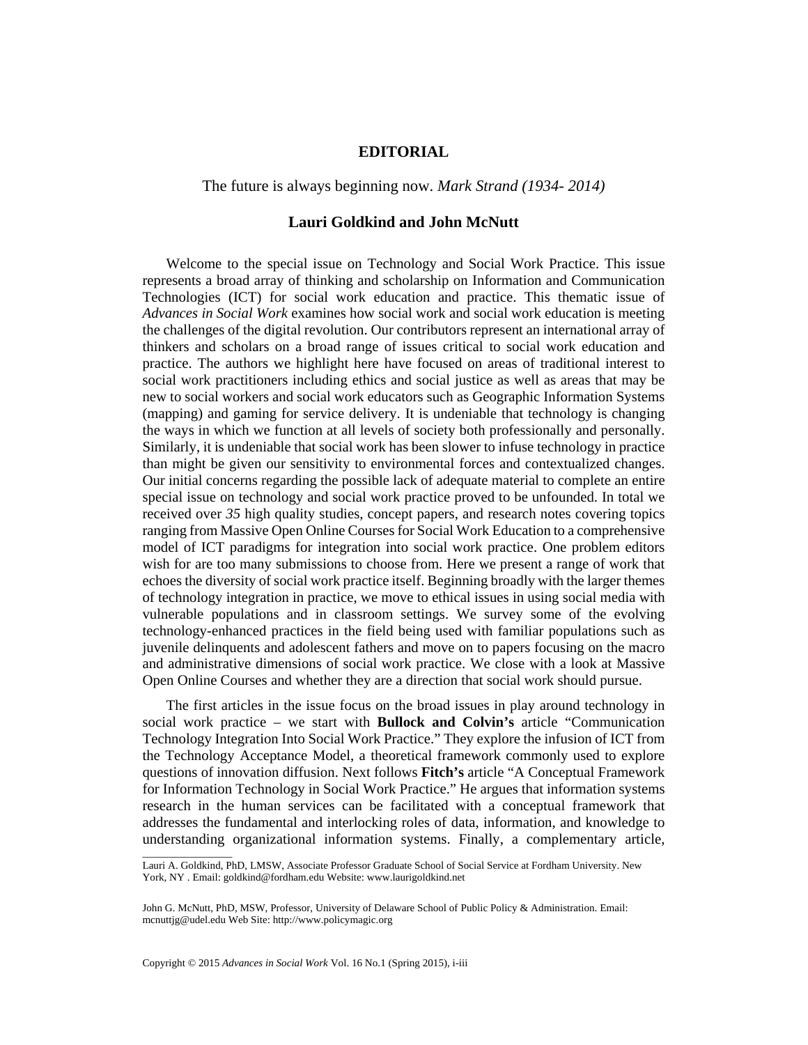# EDITORIAL

The future is always beginning now. *Mark Strand (1934- 2014)*

## Lauri Goldkind and John McNutt

Welcome to the special issue on Technology and Social Work Practice. This issue represents a broad array of thinking and scholarship on Information and Communication Technologies (ICT) for social work education and practice. This thematic issue of *Advances in Social Work* examines how social work and social work education is meeting the challenges of the digital revolution. Our contributors represent an international array of thinkers and scholars on a broad range of issues critical to social work education and practice. The authors we highlight here have focused on areas of traditional interest to social work practitioners including ethics and social justice as well as areas that may be new to social workers and social work educators such as Geographic Information Systems (mapping) and gaming for service delivery. It is undeniable that technology is changing the ways in which we function at all levels of society both professionally and personally. Similarly, it is undeniable that social work has been slower to infuse technology in practice than might be given our sensitivity to environmental forces and contextualized changes. Our initial concerns regarding the possible lack of adequate material to complete an entire special issue on technology and social work practice proved to be unfounded. In total we received over *35* high quality studies, concept papers, and research notes covering topics ranging from Massive Open Online Courses for Social Work Education to a comprehensive model of ICT paradigms for integration into social work practice. One problem editors wish for are too many submissions to choose from. Here we present a range of work that echoes the diversity of social work practice itself. Beginning broadly with the larger themes of technology integration in practice, we move to ethical issues in using social media with vulnerable populations and in classroom settings. We survey some of the evolving technology-enhanced practices in the field being used with familiar populations such as juvenile delinquents and adolescent fathers and move on to papers focusing on the macro and administrative dimensions of social work practice. We close with a look at Massive Open Online Courses and whether they are a direction that social work should pursue.

The first articles in the issue focus on the broad issues in play around technology in social work practice – we start with **Bullock and Colvin's** article "Communication Technology Integration Into Social Work Practice." They explore the infusion of ICT from the Technology Acceptance Model, a theoretical framework commonly used to explore questions of innovation diffusion. Next follows **Fitch's** article "A Conceptual Framework for Information Technology in Social Work Practice." He argues that information systems research in the human services can be facilitated with a conceptual framework that addresses the fundamental and interlocking roles of data, information, and knowledge to understanding organizational information systems. Finally, a complementary article,

---

Lauri A. Goldkind, PhD, LMSW, Associate Professor Graduate School of Social Service at Fordham University. New York, NY . Email: goldkind@fordham.edu Website: www.laurigoldkind.net

John G. McNutt, PhD, MSW, Professor, University of Delaware School of Public Policy & Administration. Email: mcnuttjg@udel.edu Web Site: http://www.policymagic.org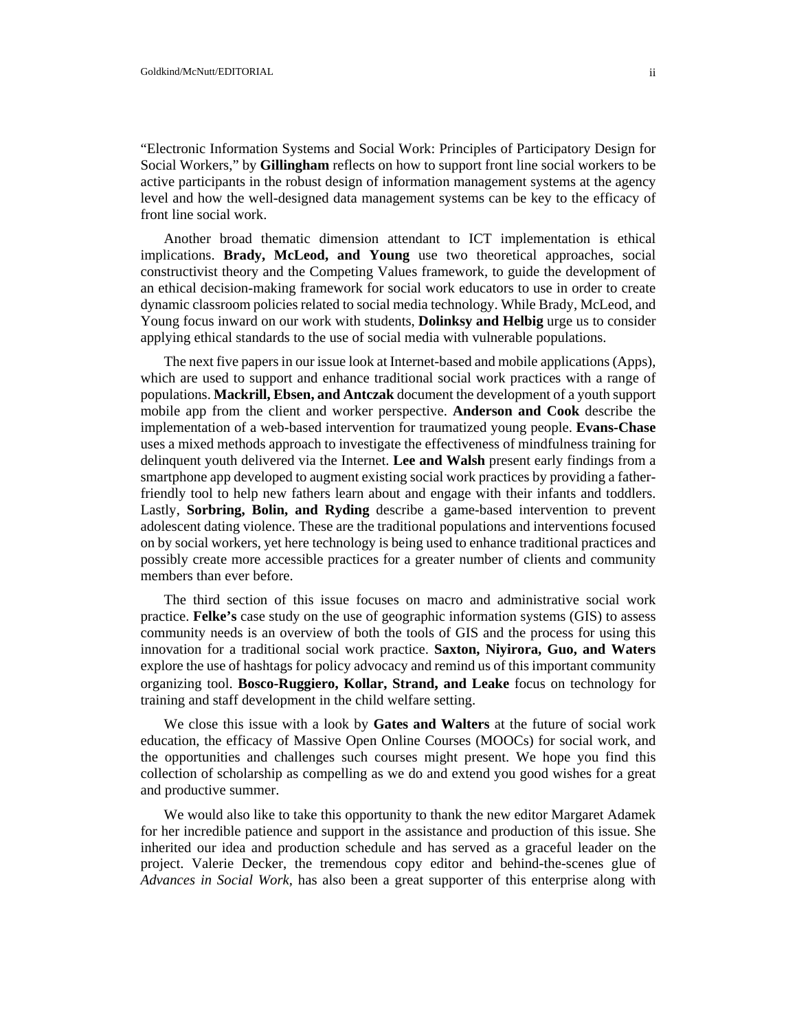"Electronic Information Systems and Social Work: Principles of Participatory Design for Social Workers," by **Gillingham** reflects on how to support front line social workers to be active participants in the robust design of information management systems at the agency level and how the well-designed data management systems can be key to the efficacy of front line social work.

Another broad thematic dimension attendant to ICT implementation is ethical implications. **Brady, McLeod, and Young** use two theoretical approaches, social constructivist theory and the Competing Values framework, to guide the development of an ethical decision-making framework for social work educators to use in order to create dynamic classroom policies related to social media technology. While Brady, McLeod, and Young focus inward on our work with students, **Dolinksy and Helbig** urge us to consider applying ethical standards to the use of social media with vulnerable populations.

The next five papers in our issue look at Internet-based and mobile applications (Apps), which are used to support and enhance traditional social work practices with a range of populations. **Mackrill, Ebsen, and Antczak** document the development of a youth support mobile app from the client and worker perspective. **Anderson and Cook** describe the implementation of a web-based intervention for traumatized young people. **Evans-Chase** uses a mixed methods approach to investigate the effectiveness of mindfulness training for delinquent youth delivered via the Internet. **Lee and Walsh** present early findings from a smartphone app developed to augment existing social work practices by providing a father-friendly tool to help new fathers learn about and engage with their infants and toddlers. Lastly, **Sorbring, Bolin, and Ryding** describe a game-based intervention to prevent adolescent dating violence. These are the traditional populations and interventions focused on by social workers, yet here technology is being used to enhance traditional practices and possibly create more accessible practices for a greater number of clients and community members than ever before.

The third section of this issue focuses on macro and administrative social work practice. **Felke's** case study on the use of geographic information systems (GIS) to assess community needs is an overview of both the tools of GIS and the process for using this innovation for a traditional social work practice. **Saxton, Niyirora, Guo, and Waters** explore the use of hashtags for policy advocacy and remind us of this important community organizing tool. **Bosco-Ruggiero, Kollar, Strand, and Leake** focus on technology for training and staff development in the child welfare setting.

We close this issue with a look by **Gates and Walters** at the future of social work education, the efficacy of Massive Open Online Courses (MOOCs) for social work, and the opportunities and challenges such courses might present. We hope you find this collection of scholarship as compelling as we do and extend you good wishes for a great and productive summer.

We would also like to take this opportunity to thank the new editor Margaret Adamek for her incredible patience and support in the assistance and production of this issue. She inherited our idea and production schedule and has served as a graceful leader on the project. Valerie Decker, the tremendous copy editor and behind-the-scenes glue of *Advances in Social Work*, has also been a great supporter of this enterprise along with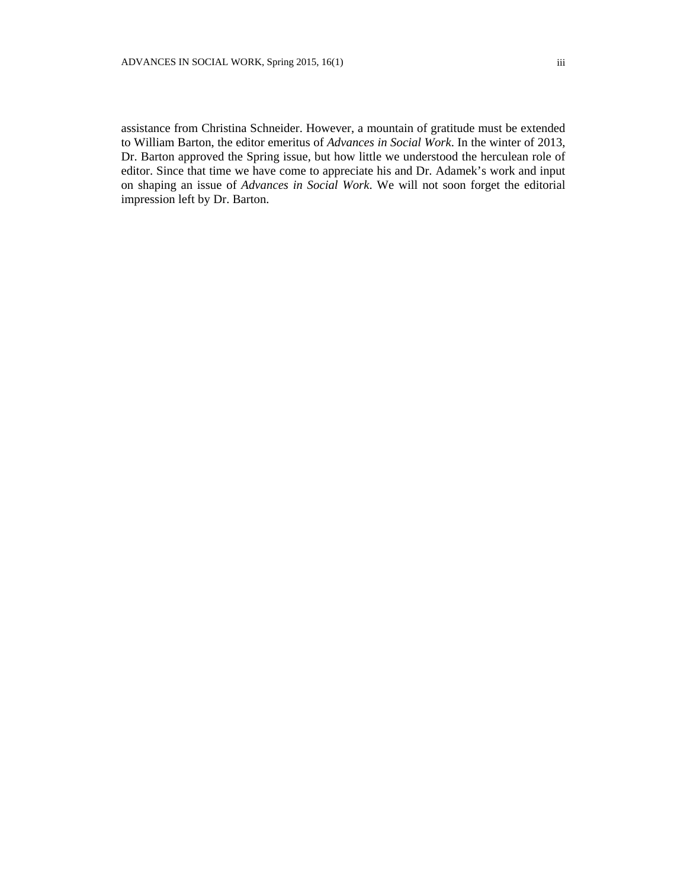assistance from Christina Schneider. However, a mountain of gratitude must be extended to William Barton, the editor emeritus of *Advances in Social Work*. In the winter of 2013, Dr. Barton approved the Spring issue, but how little we understood the herculean role of editor. Since that time we have come to appreciate his and Dr. Adamek's work and input on shaping an issue of *Advances in Social Work*. We will not soon forget the editorial impression left by Dr. Barton.